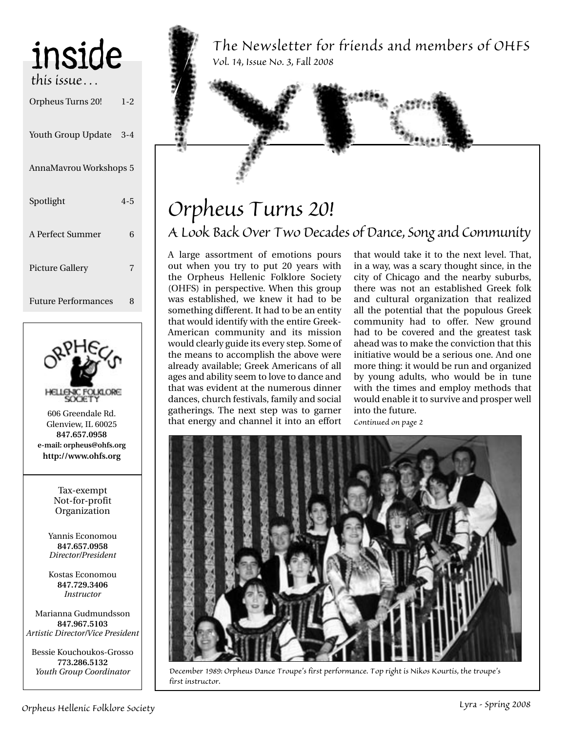# lyra

The Newsletter for friends and members of OHFS

Vol. 14, Issue No. 3, Fall 2008

## inside this issue…

| | |
|---|---|
| Orpheus Turns 20! | 1-2 |
| Youth Group Update | 3-4 |
| AnnaMavrou Workshops | 5 |
| Spotlight | 4-5 |
| A Perfect Summer | 6 |
| Picture Gallery | 7 |
| Future Performances | 8 |

ORPHEUS HELLENIC FOLKLORE SOCIETY

606 Greendale Rd.
Glenview, IL 60025
**847.657.0958**
**e-mail: orpheus@ohfs.org**
**http://www.ohfs.org**

Tax-exempt Not-for-profit Organization

Yannis Economou
**847.657.0958**
*Director/President*

Kostas Economou
**847.729.3406**
*Instructor*

Marianna Gudmundsson
**847.967.5103**
*Artistic Director/Vice President*

Bessie Kouchoukos-Grosso
**773.286.5132**
*Youth Group Coordinator*

# Orpheus Turns 20!

## A Look Back Over Two Decades of Dance, Song and Community

A large assortment of emotions pours out when you try to put 20 years with the Orpheus Hellenic Folklore Society (OHFS) in perspective. When this group was established, we knew it had to be something different. It had to be an entity that would identify with the entire Greek-American community and its mission would clearly guide its every step. Some of the means to accomplish the above were already available; Greek Americans of all ages and ability seem to love to dance and that was evident at the numerous dinner dances, church festivals, family and social gatherings. The next step was to garner that energy and channel it into an effort that would take it to the next level. That, in a way, was a scary thought since, in the city of Chicago and the nearby suburbs, there was not an established Greek folk and cultural organization that realized all the potential that the populous Greek community had to offer. New ground had to be covered and the greatest task ahead was to make the conviction that this initiative would be a serious one. And one more thing: it would be run and organized by young adults, who would be in tune with the times and employ methods that would enable it to survive and prosper well into the future.

*Continued on page 2*

December 1989: Orpheus Dance Troupe's first performance. Top right is Nikos Kourtis, the troupe's first instructor.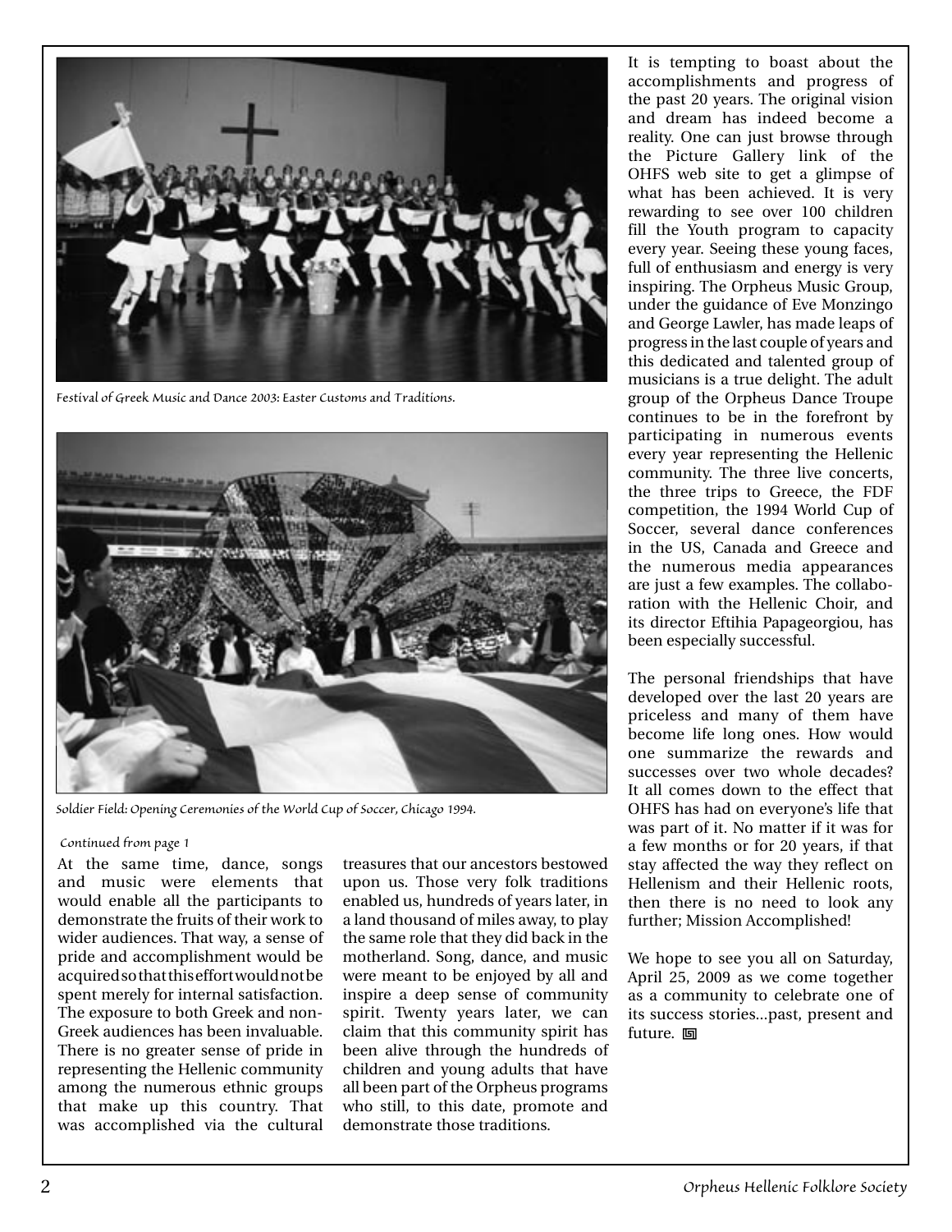Festival of Greek Music and Dance 2003: Easter Customs and Traditions.

Soldier Field: Opening Ceremonies of the World Cup of Soccer, Chicago 1994.

*Continued from page 1*

At the same time, dance, songs and music were elements that would enable all the participants to demonstrate the fruits of their work to wider audiences. That way, a sense of pride and accomplishment would be acquired so that this effort would not be spent merely for internal satisfaction. The exposure to both Greek and non-Greek audiences has been invaluable. There is no greater sense of pride in representing the Hellenic community among the numerous ethnic groups that make up this country. That was accomplished via the cultural treasures that our ancestors bestowed upon us. Those very folk traditions enabled us, hundreds of years later, in a land thousand of miles away, to play the same role that they did back in the motherland. Song, dance, and music were meant to be enjoyed by all and inspire a deep sense of community spirit. Twenty years later, we can claim that this community spirit has been alive through the hundreds of children and young adults that have all been part of the Orpheus programs who still, to this date, promote and demonstrate those traditions.

It is tempting to boast about the accomplishments and progress of the past 20 years. The original vision and dream has indeed become a reality. One can just browse through the Picture Gallery link of the OHFS web site to get a glimpse of what has been achieved. It is very rewarding to see over 100 children fill the Youth program to capacity every year. Seeing these young faces, full of enthusiasm and energy is very inspiring. The Orpheus Music Group, under the guidance of Eve Monzingo and George Lawler, has made leaps of progress in the last couple of years and this dedicated and talented group of musicians is a true delight. The adult group of the Orpheus Dance Troupe continues to be in the forefront by participating in numerous events every year representing the Hellenic community. The three live concerts, the three trips to Greece, the FDF competition, the 1994 World Cup of Soccer, several dance conferences in the US, Canada and Greece and the numerous media appearances are just a few examples. The collaboration with the Hellenic Choir, and its director Eftihia Papageorgiou, has been especially successful.

The personal friendships that have developed over the last 20 years are priceless and many of them have become life long ones. How would one summarize the rewards and successes over two whole decades? It all comes down to the effect that OHFS has had on everyone's life that was part of it. No matter if it was for a few months or for 20 years, if that stay affected the way they reflect on Hellenism and their Hellenic roots, then there is no need to look any further; Mission Accomplished!

We hope to see you all on Saturday, April 25, 2009 as we come together as a community to celebrate one of its success stories...past, present and future.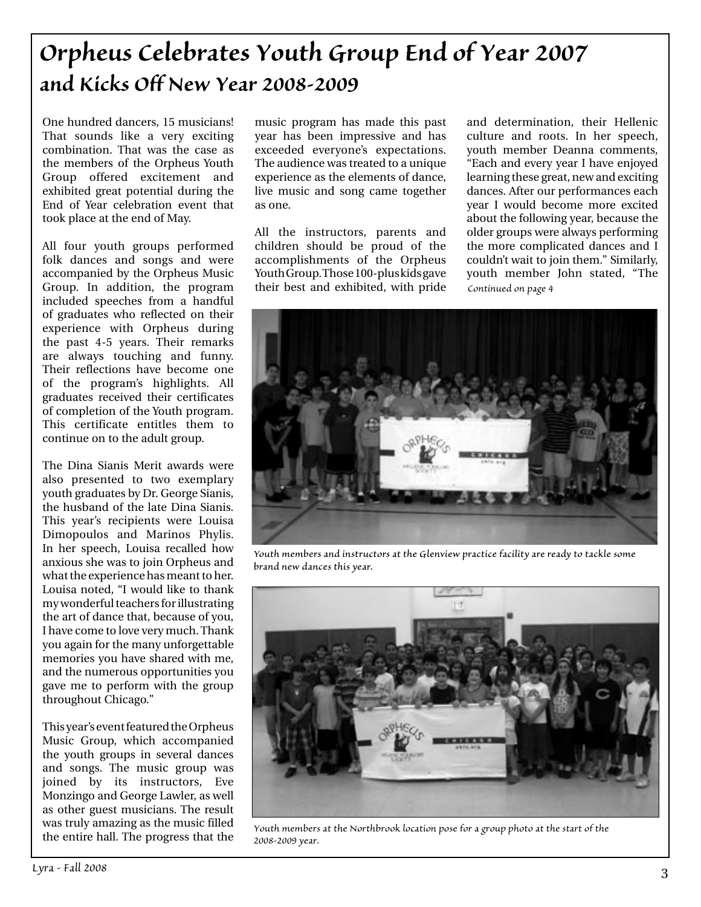# Orpheus Celebrates Youth Group End of Year 2007 and Kicks Off New Year 2008-2009

One hundred dancers, 15 musicians! That sounds like a very exciting combination. That was the case as the members of the Orpheus Youth Group offered excitement and exhibited great potential during the End of Year celebration event that took place at the end of May.

All four youth groups performed folk dances and songs and were accompanied by the Orpheus Music Group. In addition, the program included speeches from a handful of graduates who reflected on their experience with Orpheus during the past 4-5 years. Their remarks are always touching and funny. Their reflections have become one of the program's highlights. All graduates received their certificates of completion of the Youth program. This certificate entitles them to continue on to the adult group.

The Dina Sianis Merit awards were also presented to two exemplary youth graduates by Dr. George Sianis, the husband of the late Dina Sianis. This year's recipients were Louisa Dimopoulos and Marinos Phylis. In her speech, Louisa recalled how anxious she was to join Orpheus and what the experience has meant to her. Louisa noted, "I would like to thank my wonderful teachers for illustrating the art of dance that, because of you, I have come to love very much. Thank you again for the many unforgettable memories you have shared with me, and the numerous opportunities you gave me to perform with the group throughout Chicago."

This year's event featured the Orpheus Music Group, which accompanied the youth groups in several dances and songs. The music group was joined by its instructors, Eve Monzingo and George Lawler, as well as other guest musicians. The result was truly amazing as the music filled the entire hall. The progress that the music program has made this past year has been impressive and has exceeded everyone's expectations. The audience was treated to a unique experience as the elements of dance, live music and song came together as one.

All the instructors, parents and children should be proud of the accomplishments of the Orpheus Youth Group. Those 100-plus kids gave their best and exhibited, with pride and determination, their Hellenic culture and roots. In her speech, youth member Deanna comments, "Each and every year I have enjoyed learning these great, new and exciting dances. After our performances each year I would become more excited about the following year, because the older groups were always performing the more complicated dances and I couldn't wait to join them." Similarly, youth member John stated, "The

*Continued on page 4*

*Youth members and instructors at the Glenview practice facility are ready to tackle some brand new dances this year.*

*Youth members at the Northbrook location pose for a group photo at the start of the 2008-2009 year.*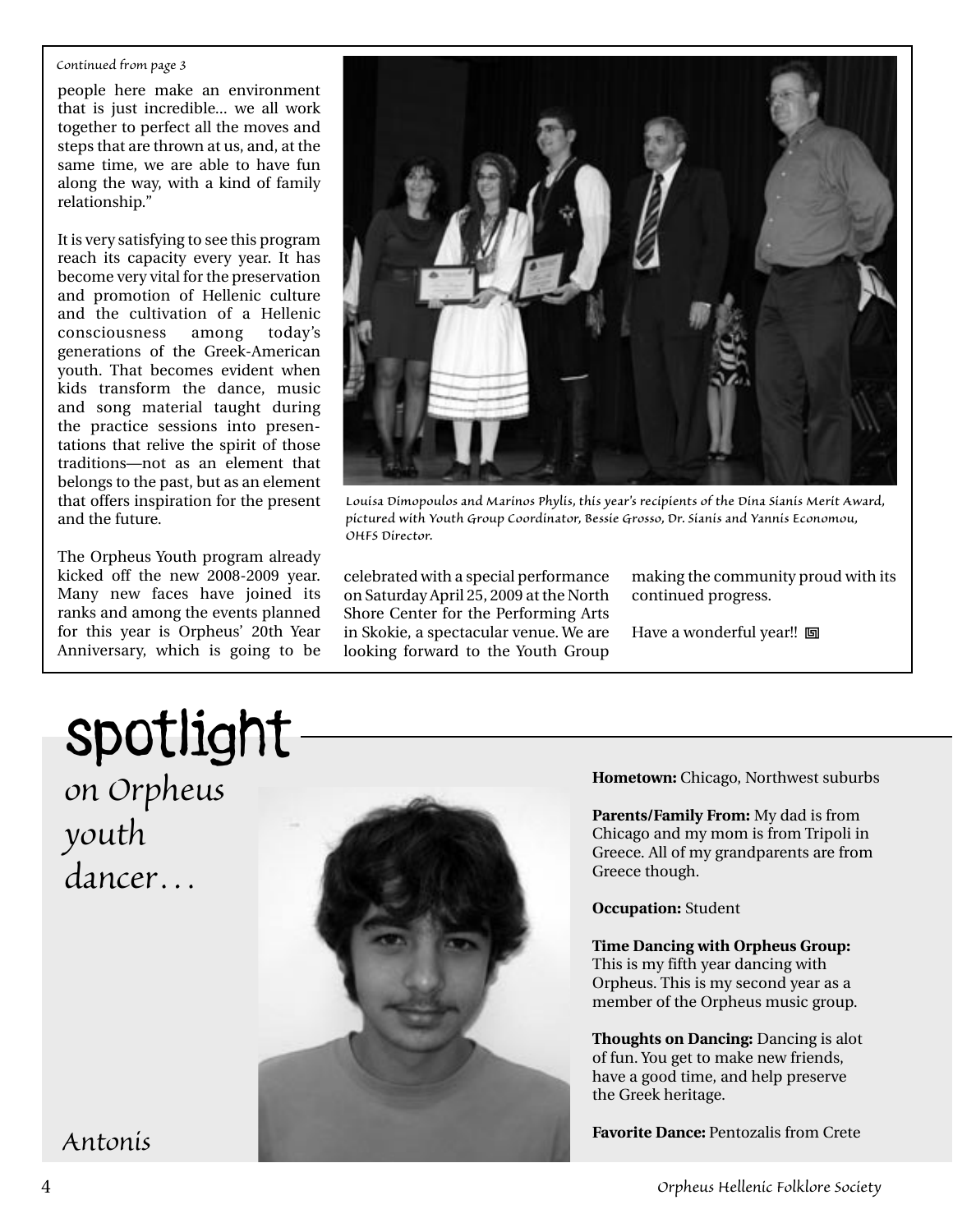*Continued from page 3*

people here make an environment that is just incredible... we all work together to perfect all the moves and steps that are thrown at us, and, at the same time, we are able to have fun along the way, with a kind of family relationship."

It is very satisfying to see this program reach its capacity every year. It has become very vital for the preservation and promotion of Hellenic culture and the cultivation of a Hellenic consciousness among today's generations of the Greek-American youth. That becomes evident when kids transform the dance, music and song material taught during the practice sessions into presentations that relive the spirit of those traditions—not as an element that belongs to the past, but as an element that offers inspiration for the present and the future.

The Orpheus Youth program already kicked off the new 2008-2009 year. Many new faces have joined its ranks and among the events planned for this year is Orpheus' 20th Year Anniversary, which is going to be celebrated with a special performance on Saturday April 25, 2009 at the North Shore Center for the Performing Arts in Skokie, a spectacular venue. We are looking forward to the Youth Group making the community proud with its continued progress.

Have a wonderful year!!

*Louisa Dimopoulos and Marinos Phylis, this year's recipients of the Dina Sianis Merit Award, pictured with Youth Group Coordinator, Bessie Grosso, Dr. Sianis and Yannis Economou, OHFS Director.*

# spotlight

## *on Orpheus youth dancer…*

*Antonis*

**Hometown:** Chicago, Northwest suburbs

**Parents/Family From:** My dad is from Chicago and my mom is from Tripoli in Greece. All of my grandparents are from Greece though.

**Occupation:** Student

**Time Dancing with Orpheus Group:** This is my fifth year dancing with Orpheus. This is my second year as a member of the Orpheus music group.

**Thoughts on Dancing:** Dancing is alot of fun. You get to make new friends, have a good time, and help preserve the Greek heritage.

**Favorite Dance:** Pentozalis from Crete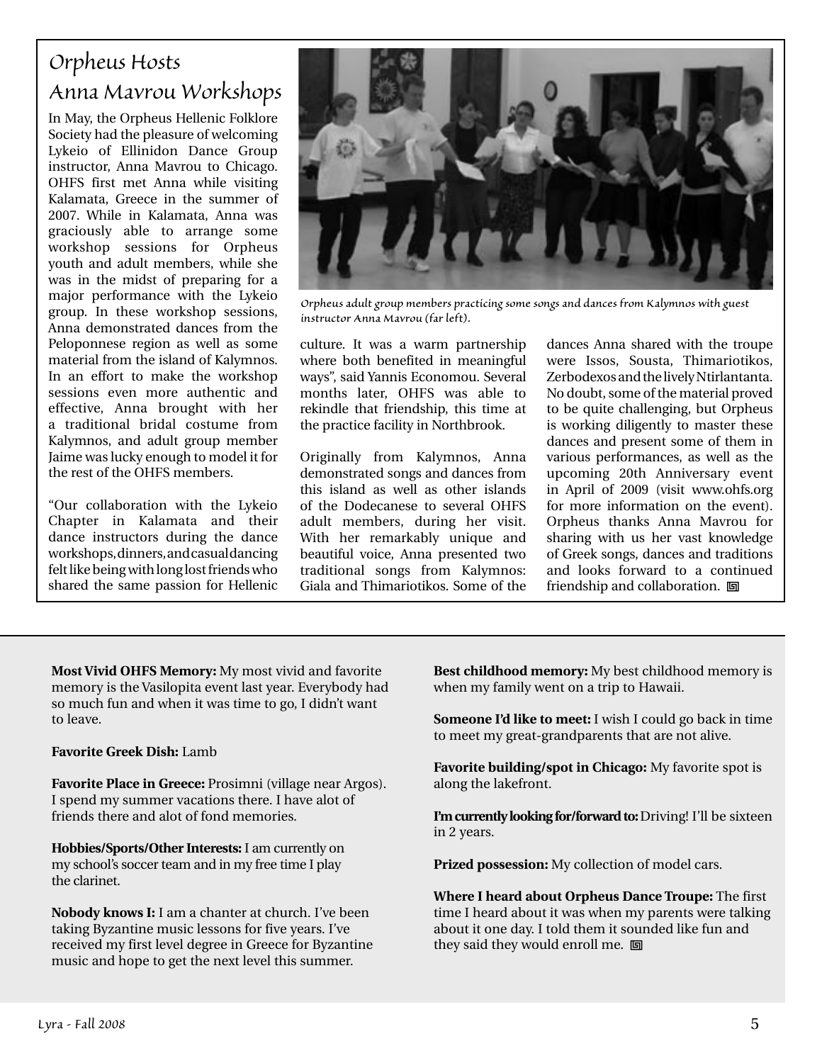## Orpheus Hosts Anna Mavrou Workshops

*Orpheus adult group members practicing some songs and dances from Kalymnos with guest instructor Anna Mavrou (far left).*

In May, the Orpheus Hellenic Folklore Society had the pleasure of welcoming Lykeio of Ellinidon Dance Group instructor, Anna Mavrou to Chicago. OHFS first met Anna while visiting Kalamata, Greece in the summer of 2007. While in Kalamata, Anna was graciously able to arrange some workshop sessions for Orpheus youth and adult members, while she was in the midst of preparing for a major performance with the Lykeio group. In these workshop sessions, Anna demonstrated dances from the Peloponnese region as well as some material from the island of Kalymnos. In an effort to make the workshop sessions even more authentic and effective, Anna brought with her a traditional bridal costume from Kalymnos, and adult group member Jaime was lucky enough to model it for the rest of the OHFS members.

"Our collaboration with the Lykeio Chapter in Kalamata and their dance instructors during the dance workshops, dinners, and casual dancing felt like being with long lost friends who shared the same passion for Hellenic culture. It was a warm partnership where both benefited in meaningful ways", said Yannis Economou. Several months later, OHFS was able to rekindle that friendship, this time at the practice facility in Northbrook.

Originally from Kalymnos, Anna demonstrated songs and dances from this island as well as other islands of the Dodecanese to several OHFS adult members, during her visit. With her remarkably unique and beautiful voice, Anna presented two traditional songs from Kalymnos: Giala and Thimariotikos. Some of the dances Anna shared with the troupe were Issos, Sousta, Thimariotikos, Zerbodexos and the lively Ntirlantanta. No doubt, some of the material proved to be quite challenging, but Orpheus is working diligently to master these dances and present some of them in various performances, as well as the upcoming 20th Anniversary event in April of 2009 (visit www.ohfs.org for more information on the event). Orpheus thanks Anna Mavrou for sharing with us her vast knowledge of Greek songs, dances and traditions and looks forward to a continued friendship and collaboration.

---

**Most Vivid OHFS Memory:** My most vivid and favorite memory is the Vasilopita event last year. Everybody had so much fun and when it was time to go, I didn't want to leave.

**Favorite Greek Dish:** Lamb

**Favorite Place in Greece:** Prosimni (village near Argos). I spend my summer vacations there. I have alot of friends there and alot of fond memories.

**Hobbies/Sports/Other Interests:** I am currently on my school's soccer team and in my free time I play the clarinet.

**Nobody knows I:** I am a chanter at church. I've been taking Byzantine music lessons for five years. I've received my first level degree in Greece for Byzantine music and hope to get the next level this summer.

**Best childhood memory:** My best childhood memory is when my family went on a trip to Hawaii.

**Someone I'd like to meet:** I wish I could go back in time to meet my great-grandparents that are not alive.

**Favorite building/spot in Chicago:** My favorite spot is along the lakefront.

**I'm currently looking for/forward to:** Driving! I'll be sixteen in 2 years.

**Prized possession:** My collection of model cars.

**Where I heard about Orpheus Dance Troupe:** The first time I heard about it was when my parents were talking about it one day. I told them it sounded like fun and they said they would enroll me.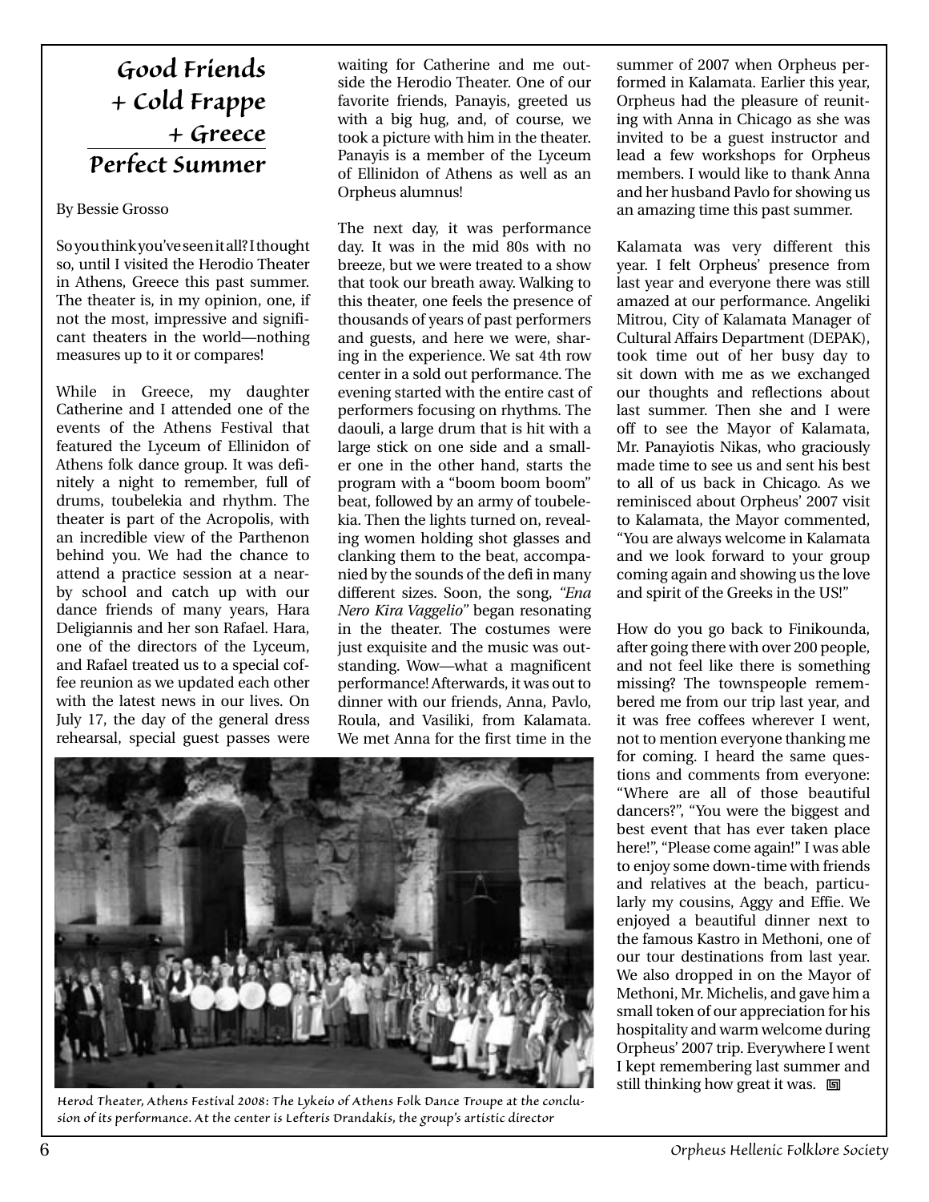# Good Friends + Cold Frappe + Greece Perfect Summer

By Bessie Grosso

So you think you've seen it all? I thought so, until I visited the Herodio Theater in Athens, Greece this past summer. The theater is, in my opinion, one, if not the most, impressive and significant theaters in the world—nothing measures up to it or compares!

While in Greece, my daughter Catherine and I attended one of the events of the Athens Festival that featured the Lyceum of Ellinidon of Athens folk dance group. It was definitely a night to remember, full of drums, toubelekia and rhythm. The theater is part of the Acropolis, with an incredible view of the Parthenon behind you. We had the chance to attend a practice session at a nearby school and catch up with our dance friends of many years, Hara Deligiannis and her son Rafael. Hara, one of the directors of the Lyceum, and Rafael treated us to a special coffee reunion as we updated each other with the latest news in our lives. On July 17, the day of the general dress rehearsal, special guest passes were waiting for Catherine and me outside the Herodio Theater. One of our favorite friends, Panayis, greeted us with a big hug, and, of course, we took a picture with him in the theater. Panayis is a member of the Lyceum of Ellinidon of Athens as well as an Orpheus alumnus!

The next day, it was performance day. It was in the mid 80s with no breeze, but we were treated to a show that took our breath away. Walking to this theater, one feels the presence of thousands of years of past performers and guests, and here we were, sharing in the experience. We sat 4th row center in a sold out performance. The evening started with the entire cast of performers focusing on rhythms. The daouli, a large drum that is hit with a large stick on one side and a smaller one in the other hand, starts the program with a "boom boom boom" beat, followed by an army of toubelekia. Then the lights turned on, revealing women holding shot glasses and clanking them to the beat, accompanied by the sounds of the defi in many different sizes. Soon, the song, *"Ena Nero Kira Vaggelio"* began resonating in the theater. The costumes were just exquisite and the music was outstanding. Wow—what a magnificent performance! Afterwards, it was out to dinner with our friends, Anna, Pavlo, Roula, and Vasiliki, from Kalamata. We met Anna for the first time in the summer of 2007 when Orpheus performed in Kalamata. Earlier this year, Orpheus had the pleasure of reuniting with Anna in Chicago as she was invited to be a guest instructor and lead a few workshops for Orpheus members. I would like to thank Anna and her husband Pavlo for showing us an amazing time this past summer.

Herod Theater, Athens Festival 2008: The Lykeio of Athens Folk Dance Troupe at the conclusion of its performance. At the center is Lefteris Drandakis, the group's artistic director

Kalamata was very different this year. I felt Orpheus' presence from last year and everyone there was still amazed at our performance. Angeliki Mitrou, City of Kalamata Manager of Cultural Affairs Department (DEPAK), took time out of her busy day to sit down with me as we exchanged our thoughts and reflections about last summer. Then she and I were off to see the Mayor of Kalamata, Mr. Panayiotis Nikas, who graciously made time to see us and sent his best to all of us back in Chicago. As we reminisced about Orpheus' 2007 visit to Kalamata, the Mayor commented, "You are always welcome in Kalamata and we look forward to your group coming again and showing us the love and spirit of the Greeks in the US!"

How do you go back to Finikounda, after going there with over 200 people, and not feel like there is something missing? The townspeople remembered me from our trip last year, and it was free coffees wherever I went, not to mention everyone thanking me for coming. I heard the same questions and comments from everyone: "Where are all of those beautiful dancers?", "You were the biggest and best event that has ever taken place here!", "Please come again!" I was able to enjoy some down-time with friends and relatives at the beach, particularly my cousins, Aggy and Effie. We enjoyed a beautiful dinner next to the famous Kastro in Methoni, one of our tour destinations from last year. We also dropped in on the Mayor of Methoni, Mr. Michelis, and gave him a small token of our appreciation for his hospitality and warm welcome during Orpheus' 2007 trip. Everywhere I went I kept remembering last summer and still thinking how great it was.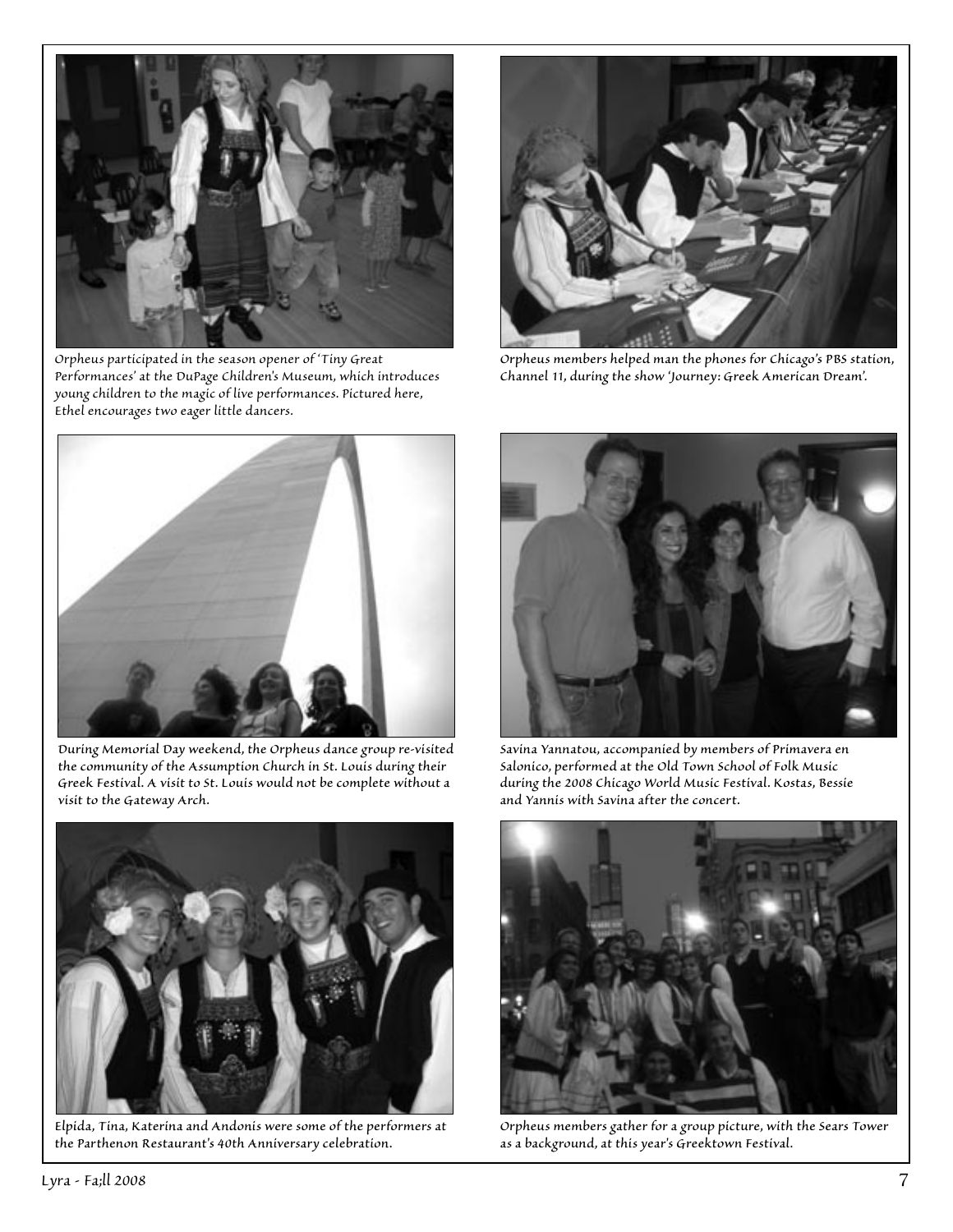Orpheus participated in the season opener of 'Tiny Great Performances' at the DuPage Children's Museum, which introduces young children to the magic of live performances. Pictured here, Ethel encourages two eager little dancers.

Orpheus members helped man the phones for Chicago's PBS station, Channel 11, during the show 'Journey: Greek American Dream'.

During Memorial Day weekend, the Orpheus dance group re-visited the community of the Assumption Church in St. Louis during their Greek Festival. A visit to St. Louis would not be complete without a visit to the Gateway Arch.

Savina Yannatou, accompanied by members of Primavera en Salonico, performed at the Old Town School of Folk Music during the 2008 Chicago World Music Festival. Kostas, Bessie and Yannis with Savina after the concert.

Elpida, Tina, Katerina and Andonis were some of the performers at the Parthenon Restaurant's 40th Anniversary celebration.

Orpheus members gather for a group picture, with the Sears Tower as a background, at this year's Greektown Festival.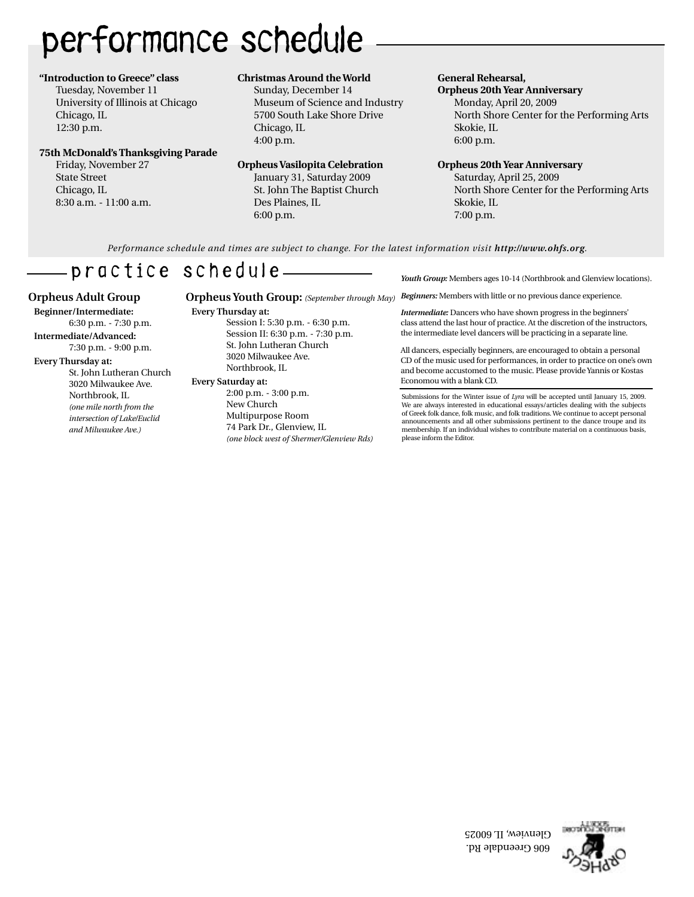# performance schedule

**"Introduction to Greece" class**
Tuesday, November 11
University of Illinois at Chicago
Chicago, IL
12:30 p.m.

**75th McDonald's Thanksgiving Parade**
Friday, November 27
State Street
Chicago, IL
8:30 a.m. - 11:00 a.m.

**Christmas Around the World**
Sunday, December 14
Museum of Science and Industry
5700 South Lake Shore Drive
Chicago, IL
4:00 p.m.

**Orpheus Vasilopita Celebration**
January 31, Saturday 2009
St. John The Baptist Church
Des Plaines, IL
6:00 p.m.

**General Rehearsal, Orpheus 20th Year Anniversary**
Monday, April 20, 2009
North Shore Center for the Performing Arts
Skokie, IL
6:00 p.m.

**Orpheus 20th Year Anniversary**
Saturday, April 25, 2009
North Shore Center for the Performing Arts
Skokie, IL
7:00 p.m.

*Performance schedule and times are subject to change. For the latest information visit **http://www.ohfs.org**.*

# practice schedule

## Orpheus Adult Group

**Beginner/Intermediate:**
6:30 p.m. - 7:30 p.m.

**Intermediate/Advanced:**
7:30 p.m. - 9:00 p.m.

**Every Thursday at:**
St. John Lutheran Church
3020 Milwaukee Ave.
Northbrook, IL
*(one mile north from the intersection of Lake/Euclid and Milwaukee Ave.)*

## Orpheus Youth Group: *(September through May)*

**Every Thursday at:**
Session I: 5:30 p.m. - 6:30 p.m.
Session II: 6:30 p.m. - 7:30 p.m.
St. John Lutheran Church
3020 Milwaukee Ave.
Northbrook, IL

**Every Saturday at:**
2:00 p.m. - 3:00 p.m.
New Church
Multipurpose Room
74 Park Dr., Glenview, IL
*(one block west of Shermer/Glenview Rds)*

***Youth Group:*** Members ages 10-14 (Northbrook and Glenview locations).

***Beginners:*** Members with little or no previous dance experience.

***Intermediate:*** Dancers who have shown progress in the beginners' class attend the last hour of practice. At the discretion of the instructors, the intermediate level dancers will be practicing in a separate line.

All dancers, especially beginners, are encouraged to obtain a personal CD of the music used for performances, in order to practice on one's own and become accustomed to the music. Please provide Yannis or Kostas Economou with a blank CD.

Submissions for the Winter issue of *Lyra* will be accepted until January 15, 2009. We are always interested in educational essays/articles dealing with the subjects of Greek folk dance, folk music, and folk traditions. We continue to accept personal announcements and all other submissions pertinent to the dance troupe and its membership. If an individual wishes to contribute material on a continuous basis, please inform the Editor.

ORPHEUS HELLENIC FOLKLORE SOCIETY
606 Greendale Rd.
Glenview, IL 60025